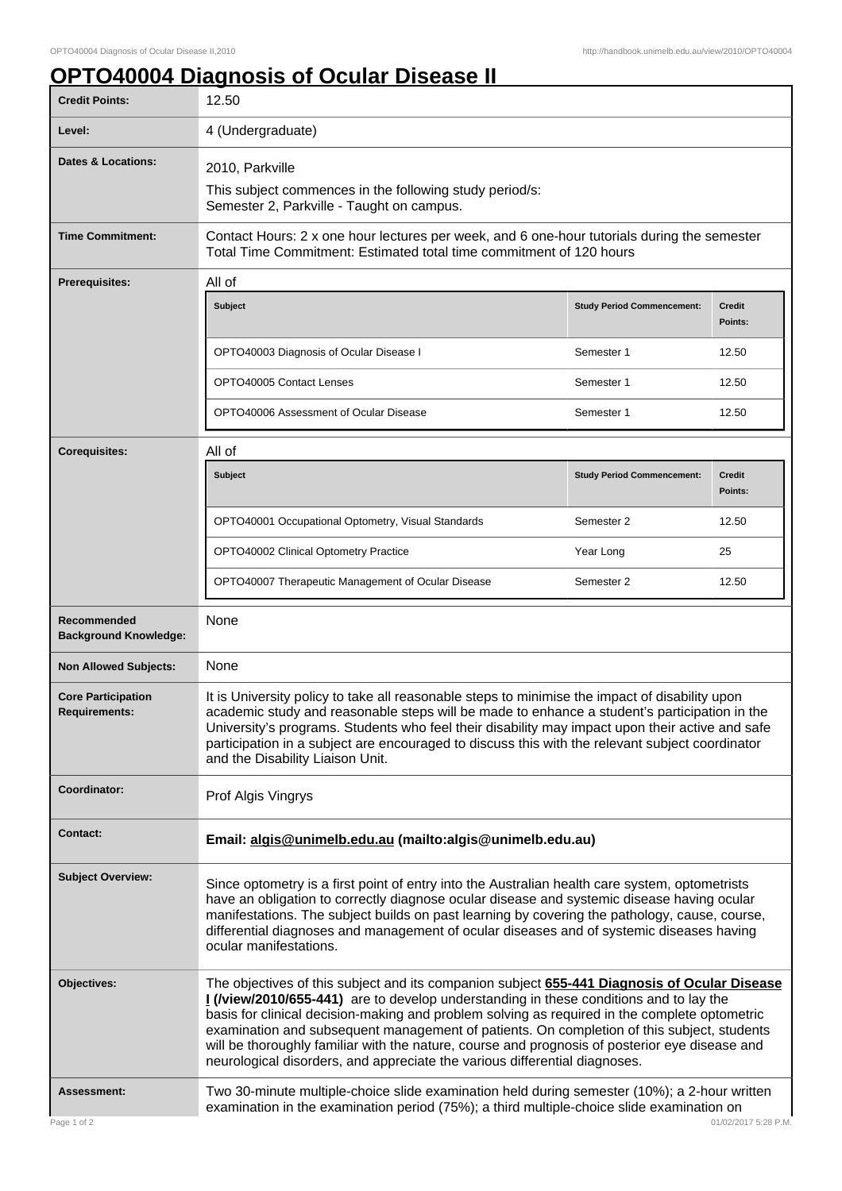# OPTO40004 Diagnosis of Ocular Disease II

| | |
|---|---|
| **Credit Points:** | 12.50 |
| **Level:** | 4 (Undergraduate) |
| **Dates & Locations:** | 2010, Parkville<br>This subject commences in the following study period/s:<br>Semester 2, Parkville - Taught on campus. |
| **Time Commitment:** | Contact Hours: 2 x one hour lectures per week, and 6 one-hour tutorials during the semester<br>Total Time Commitment: Estimated total time commitment of 120 hours |
| **Prerequisites:** | All of |

| Subject | Study Period Commencement: | Credit Points: |
|---|---|---|
| OPTO40003 Diagnosis of Ocular Disease I | Semester 1 | 12.50 |
| OPTO40005 Contact Lenses | Semester 1 | 12.50 |
| OPTO40006 Assessment of Ocular Disease | Semester 1 | 12.50 |

| | |
|---|---|
| **Corequisites:** | All of |

| Subject | Study Period Commencement: | Credit Points: |
|---|---|---|
| OPTO40001 Occupational Optometry, Visual Standards | Semester 2 | 12.50 |
| OPTO40002 Clinical Optometry Practice | Year Long | 25 |
| OPTO40007 Therapeutic Management of Ocular Disease | Semester 2 | 12.50 |

| | |
|---|---|
| **Recommended Background Knowledge:** | None |
| **Non Allowed Subjects:** | None |
| **Core Participation Requirements:** | It is University policy to take all reasonable steps to minimise the impact of disability upon academic study and reasonable steps will be made to enhance a student's participation in the University's programs. Students who feel their disability may impact upon their active and safe participation in a subject are encouraged to discuss this with the relevant subject coordinator and the Disability Liaison Unit. |
| **Coordinator:** | Prof Algis Vingrys |
| **Contact:** | **Email: algis@unimelb.edu.au (mailto:algis@unimelb.edu.au)** |
| **Subject Overview:** | Since optometry is a first point of entry into the Australian health care system, optometrists have an obligation to correctly diagnose ocular disease and systemic disease having ocular manifestations. The subject builds on past learning by covering the pathology, cause, course, differential diagnoses and management of ocular diseases and of systemic diseases having ocular manifestations. |
| **Objectives:** | The objectives of this subject and its companion subject **655-441 Diagnosis of Ocular Disease I (/view/2010/655-441)** are to develop understanding in these conditions and to lay the basis for clinical decision-making and problem solving as required in the complete optometric examination and subsequent management of patients. On completion of this subject, students will be thoroughly familiar with the nature, course and prognosis of posterior eye disease and neurological disorders, and appreciate the various differential diagnoses. |
| **Assessment:** | Two 30-minute multiple-choice slide examination held during semester (10%); a 2-hour written examination in the examination period (75%); a third multiple-choice slide examination on |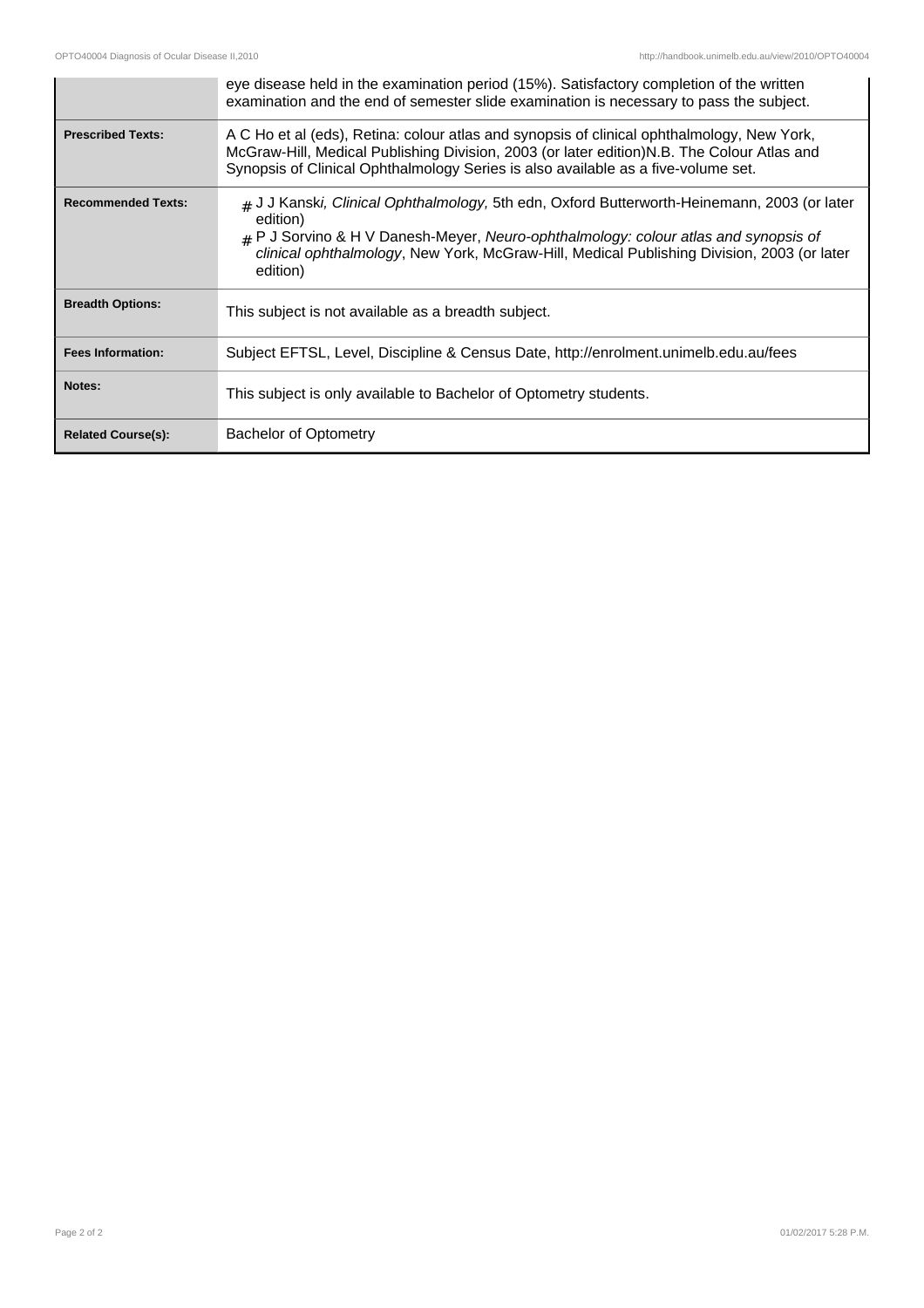| | |
|---|---|
| | eye disease held in the examination period (15%). Satisfactory completion of the written examination and the end of semester slide examination is necessary to pass the subject. |
| **Prescribed Texts:** | A C Ho et al (eds), Retina: colour atlas and synopsis of clinical ophthalmology, New York, McGraw-Hill, Medical Publishing Division, 2003 (or later edition)N.B. The Colour Atlas and Synopsis of Clinical Ophthalmology Series is also available as a five-volume set. |
| **Recommended Texts:** | # J J Kanski*, Clinical Ophthalmology,* 5th edn, Oxford Butterworth-Heinemann, 2003 (or later edition)<br># P J Sorvino & H V Danesh-Meyer, *Neuro-ophthalmology: colour atlas and synopsis of clinical ophthalmology*, New York, McGraw-Hill, Medical Publishing Division, 2003 (or later edition) |
| **Breadth Options:** | This subject is not available as a breadth subject. |
| **Fees Information:** | Subject EFTSL, Level, Discipline & Census Date, http://enrolment.unimelb.edu.au/fees |
| **Notes:** | This subject is only available to Bachelor of Optometry students. |
| **Related Course(s):** | Bachelor of Optometry |